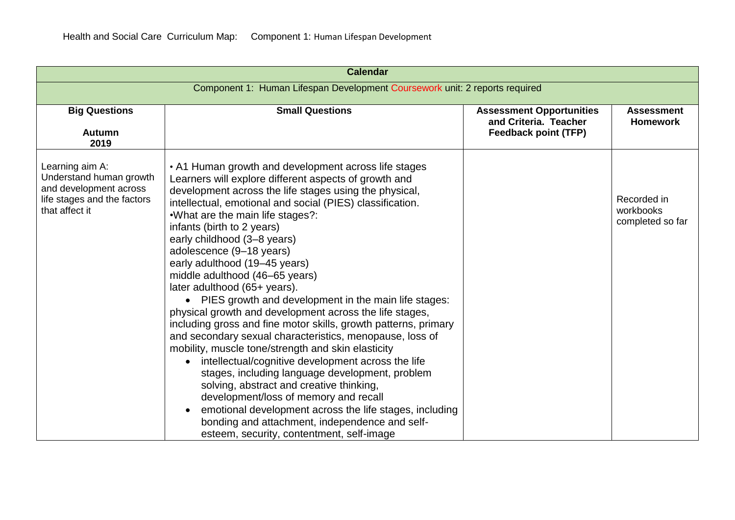Health and Social Care Curriculum Map: Component 1: Human Lifespan Development

| Calendar | | | |
|---|---|---|---|
| Component 1: Human Lifespan Development Coursework unit: 2 reports required | | | |
| **Big Questions**<br><br>**Autumn 2019** | **Small Questions** | **Assessment Opportunities and Criteria. Teacher Feedback point (TFP)** | **Assessment Homework** |
| Learning aim A: Understand human growth and development across life stages and the factors that affect it | • A1 Human growth and development across life stages<br>Learners will explore different aspects of growth and development across the life stages using the physical, intellectual, emotional and social (PIES) classification.<br>•What are the main life stages?:<br>infants (birth to 2 years)<br>early childhood (3–8 years)<br>adolescence (9–18 years)<br>early adulthood (19–45 years)<br>middle adulthood (46–65 years)<br>later adulthood (65+ years).<br>• PIES growth and development in the main life stages:<br>physical growth and development across the life stages, including gross and fine motor skills, growth patterns, primary and secondary sexual characteristics, menopause, loss of mobility, muscle tone/strength and skin elasticity<br>• intellectual/cognitive development across the life stages, including language development, problem solving, abstract and creative thinking, development/loss of memory and recall<br>• emotional development across the life stages, including bonding and attachment, independence and self-esteem, security, contentment, self-image | | Recorded in workbooks completed so far |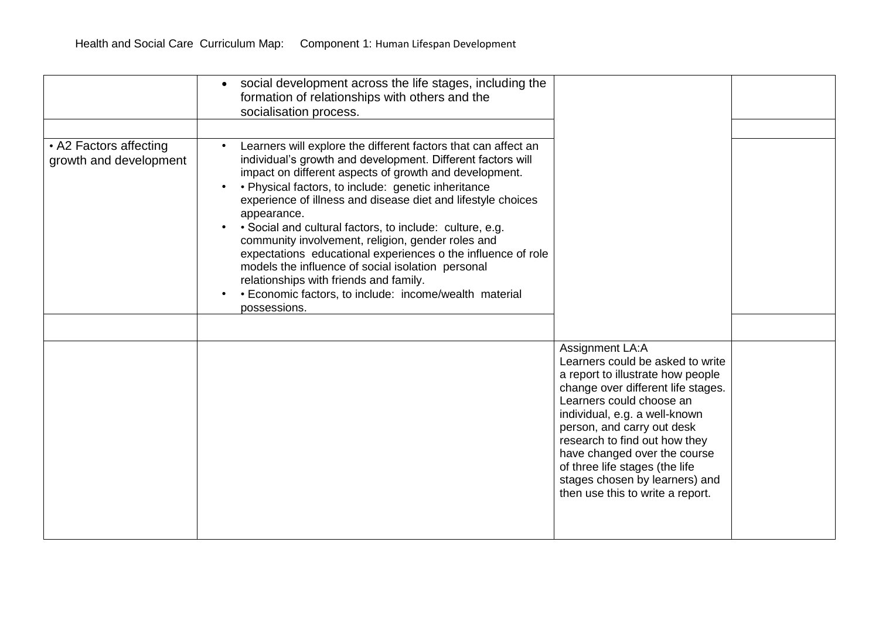Health and Social Care Curriculum Map: Component 1: Human Lifespan Development

| | | | |
|---|---|---|---|
| | • social development across the life stages, including the formation of relationships with others and the socialisation process. | | |
| | | | |
| • A2 Factors affecting growth and development | • Learners will explore the different factors that can affect an individual's growth and development. Different factors will impact on different aspects of growth and development.<br>• • Physical factors, to include: genetic inheritance experience of illness and disease diet and lifestyle choices appearance.<br>• • Social and cultural factors, to include: culture, e.g. community involvement, religion, gender roles and expectations educational experiences o the influence of role models the influence of social isolation personal relationships with friends and family.<br>• • Economic factors, to include: income/wealth material possessions. | | |
| | | | |
| | | Assignment LA:A<br>Learners could be asked to write a report to illustrate how people change over different life stages. Learners could choose an individual, e.g. a well-known person, and carry out desk research to find out how they have changed over the course of three life stages (the life stages chosen by learners) and then use this to write a report. | |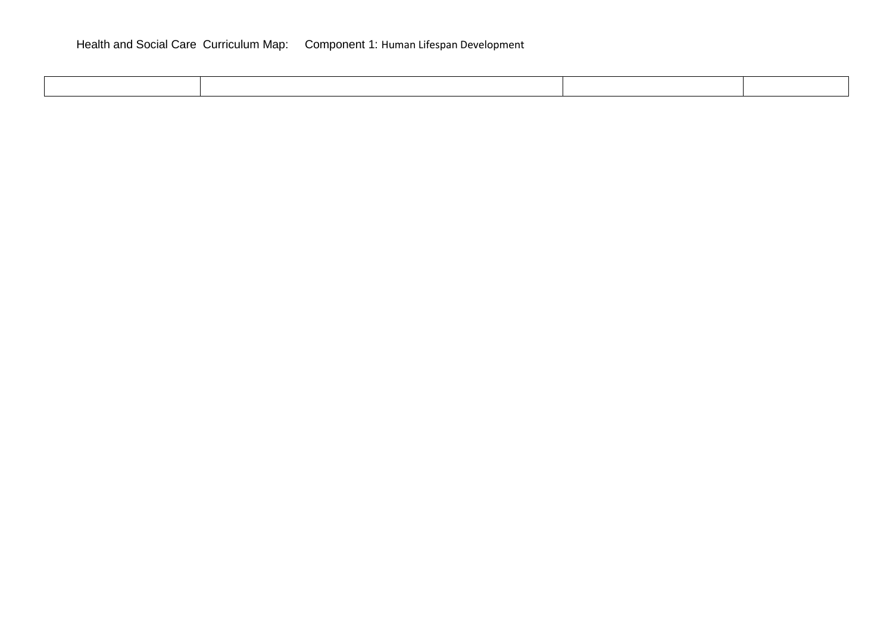Health and Social Care Curriculum Map: Component 1: Human Lifespan Development

| | | | |
|---|---|---|---|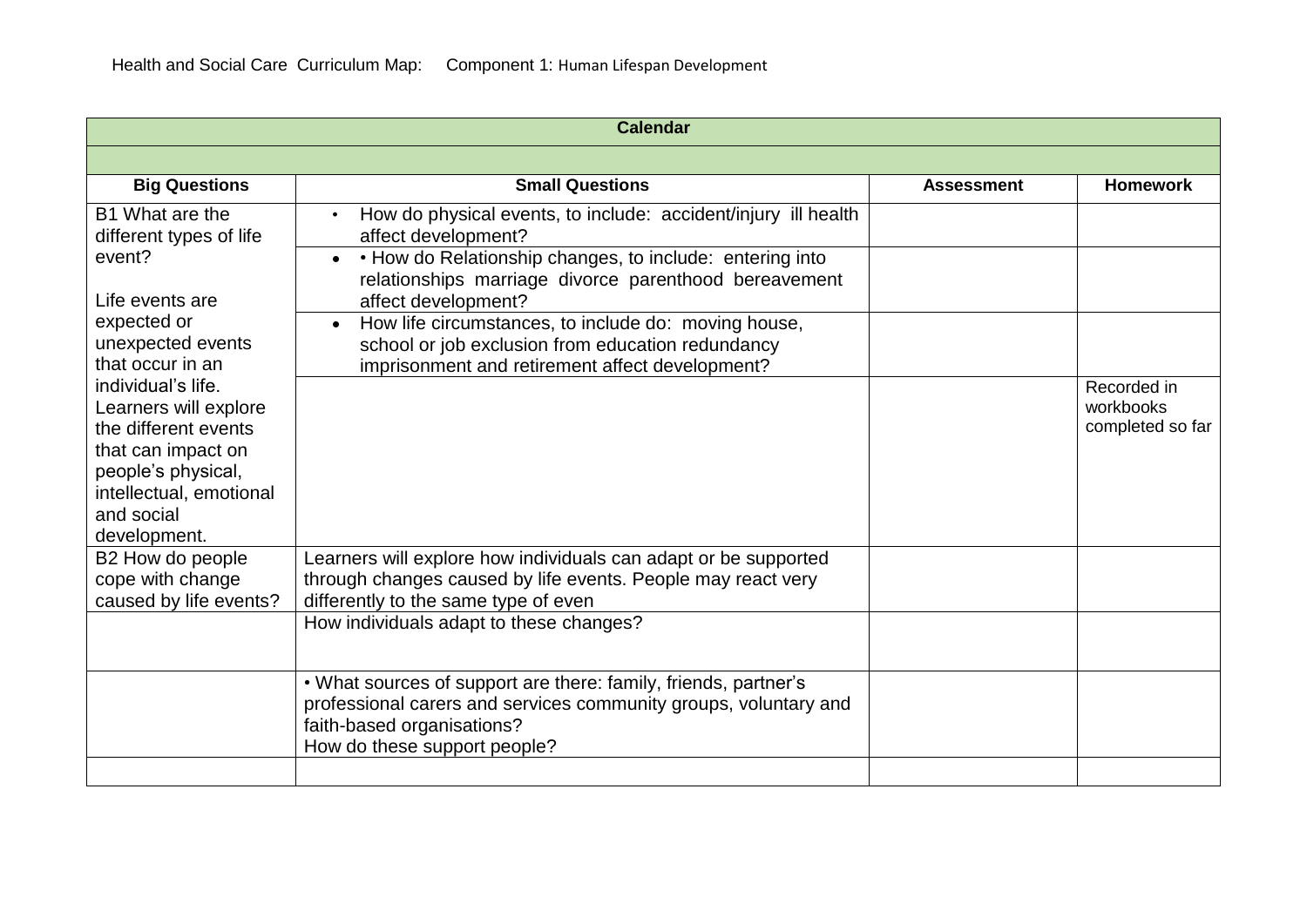Health and Social Care Curriculum Map: Component 1: Human Lifespan Development

| Calendar | | | |
|---|---|---|---|
| | | | |
| **Big Questions** | **Small Questions** | **Assessment** | **Homework** |
| B1 What are the different types of life event?<br><br>Life events are expected or unexpected events that occur in an individual's life. Learners will explore the different events that can impact on people's physical, intellectual, emotional and social development. | • How do physical events, to include: accident/injury ill health affect development? | | |
| | • • How do Relationship changes, to include: entering into relationships marriage divorce parenthood bereavement affect development? | | |
| | • How life circumstances, to include do: moving house, school or job exclusion from education redundancy imprisonment and retirement affect development? | | |
| | | | Recorded in workbooks completed so far |
| B2 How do people cope with change caused by life events? | Learners will explore how individuals can adapt or be supported through changes caused by life events. People may react very differently to the same type of even | | |
| | How individuals adapt to these changes? | | |
| | • What sources of support are there: family, friends, partner's professional carers and services community groups, voluntary and faith-based organisations?<br>How do these support people? | | |
| | | | |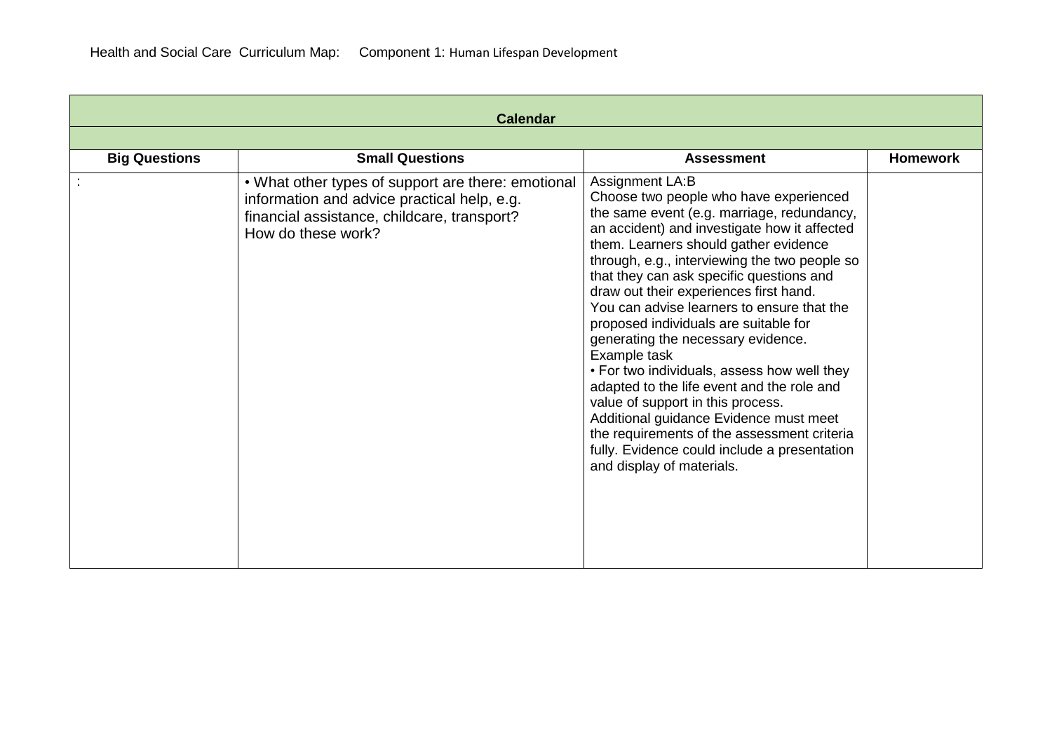Health and Social Care Curriculum Map: Component 1: Human Lifespan Development

| Calendar | | | |
|---|---|---|---|
| | | | |
| **Big Questions** | **Small Questions** | **Assessment** | **Homework** |
| : | • What other types of support are there: emotional information and advice practical help, e.g. financial assistance, childcare, transport?<br>How do these work? | Assignment LA:B<br>Choose two people who have experienced the same event (e.g. marriage, redundancy, an accident) and investigate how it affected them. Learners should gather evidence through, e.g., interviewing the two people so that they can ask specific questions and draw out their experiences first hand.<br>You can advise learners to ensure that the proposed individuals are suitable for generating the necessary evidence.<br>Example task<br>• For two individuals, assess how well they adapted to the life event and the role and value of support in this process.<br>Additional guidance Evidence must meet the requirements of the assessment criteria fully. Evidence could include a presentation and display of materials. | |